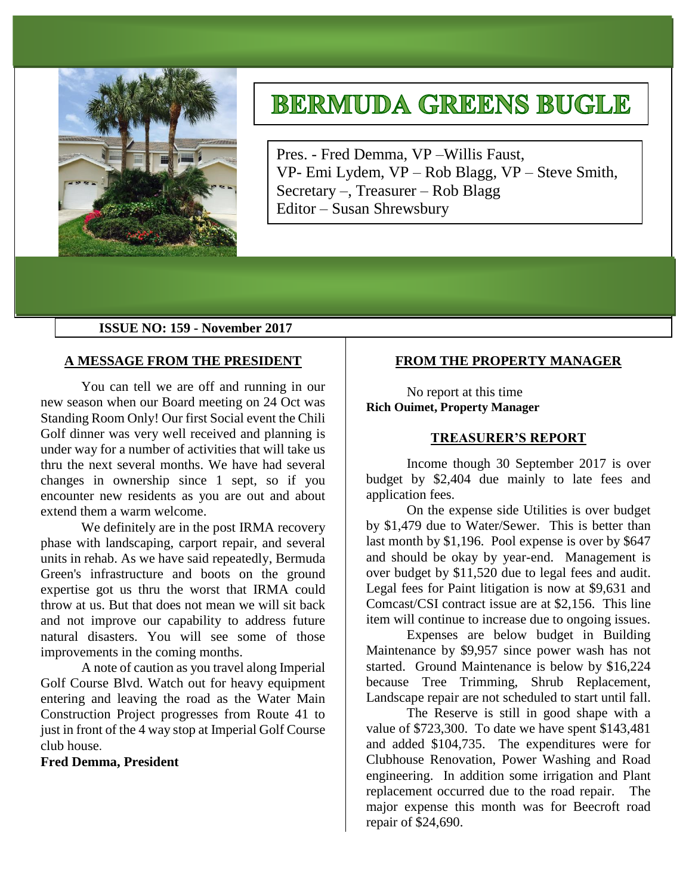# BERMUDA GREENS BUGLE

Pres. - Fred Demma, VP –Willis Faust,
VP- Emi Lydem, VP – Rob Blagg, VP – Steve Smith,
Secretary –, Treasurer – Rob Blagg
Editor – Susan Shrewsbury

**ISSUE NO: 159 - November 2017**

## A MESSAGE FROM THE PRESIDENT

You can tell we are off and running in our new season when our Board meeting on 24 Oct was Standing Room Only! Our first Social event the Chili Golf dinner was very well received and planning is under way for a number of activities that will take us thru the next several months. We have had several changes in ownership since 1 sept, so if you encounter new residents as you are out and about extend them a warm welcome.

We definitely are in the post IRMA recovery phase with landscaping, carport repair, and several units in rehab. As we have said repeatedly, Bermuda Green's infrastructure and boots on the ground expertise got us thru the worst that IRMA could throw at us. But that does not mean we will sit back and not improve our capability to address future natural disasters. You will see some of those improvements in the coming months.

A note of caution as you travel along Imperial Golf Course Blvd. Watch out for heavy equipment entering and leaving the road as the Water Main Construction Project progresses from Route 41 to just in front of the 4 way stop at Imperial Golf Course club house.

**Fred Demma, President**

## FROM THE PROPERTY MANAGER

No report at this time
**Rich Ouimet, Property Manager**

## TREASURER'S REPORT

Income though 30 September 2017 is over budget by $2,404 due mainly to late fees and application fees.

On the expense side Utilities is over budget by $1,479 due to Water/Sewer. This is better than last month by $1,196. Pool expense is over by $647 and should be okay by year-end. Management is over budget by $11,520 due to legal fees and audit. Legal fees for Paint litigation is now at $9,631 and Comcast/CSI contract issue are at $2,156. This line item will continue to increase due to ongoing issues.

Expenses are below budget in Building Maintenance by $9,957 since power wash has not started. Ground Maintenance is below by $16,224 because Tree Trimming, Shrub Replacement, Landscape repair are not scheduled to start until fall.

The Reserve is still in good shape with a value of $723,300. To date we have spent $143,481 and added $104,735. The expenditures were for Clubhouse Renovation, Power Washing and Road engineering. In addition some irrigation and Plant replacement occurred due to the road repair. The major expense this month was for Beecroft road repair of $24,690.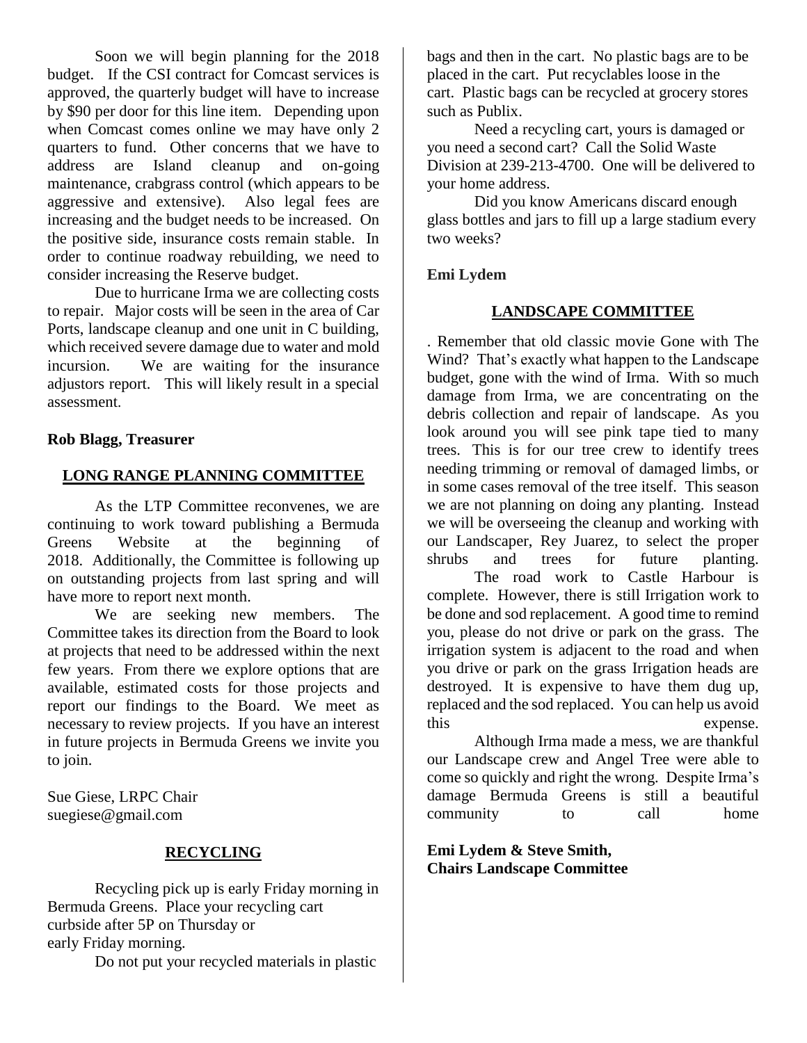Soon we will begin planning for the 2018 budget. If the CSI contract for Comcast services is approved, the quarterly budget will have to increase by $90 per door for this line item. Depending upon when Comcast comes online we may have only 2 quarters to fund. Other concerns that we have to address are Island cleanup and on-going maintenance, crabgrass control (which appears to be aggressive and extensive). Also legal fees are increasing and the budget needs to be increased. On the positive side, insurance costs remain stable. In order to continue roadway rebuilding, we need to consider increasing the Reserve budget.

Due to hurricane Irma we are collecting costs to repair. Major costs will be seen in the area of Car Ports, landscape cleanup and one unit in C building, which received severe damage due to water and mold incursion. We are waiting for the insurance adjustors report. This will likely result in a special assessment.

**Rob Blagg, Treasurer**

## LONG RANGE PLANNING COMMITTEE

As the LTP Committee reconvenes, we are continuing to work toward publishing a Bermuda Greens Website at the beginning of 2018. Additionally, the Committee is following up on outstanding projects from last spring and will have more to report next month.

We are seeking new members. The Committee takes its direction from the Board to look at projects that need to be addressed within the next few years. From there we explore options that are available, estimated costs for those projects and report our findings to the Board. We meet as necessary to review projects. If you have an interest in future projects in Bermuda Greens we invite you to join.

Sue Giese, LRPC Chair
suegiese@gmail.com

## RECYCLING

Recycling pick up is early Friday morning in Bermuda Greens. Place your recycling cart curbside after 5P on Thursday or early Friday morning.

Do not put your recycled materials in plastic bags and then in the cart. No plastic bags are to be placed in the cart. Put recyclables loose in the cart. Plastic bags can be recycled at grocery stores such as Publix.

Need a recycling cart, yours is damaged or you need a second cart? Call the Solid Waste Division at 239-213-4700. One will be delivered to your home address.

Did you know Americans discard enough glass bottles and jars to fill up a large stadium every two weeks?

**Emi Lydem**

## LANDSCAPE COMMITTEE

. Remember that old classic movie Gone with The Wind? That's exactly what happen to the Landscape budget, gone with the wind of Irma. With so much damage from Irma, we are concentrating on the debris collection and repair of landscape. As you look around you will see pink tape tied to many trees. This is for our tree crew to identify trees needing trimming or removal of damaged limbs, or in some cases removal of the tree itself. This season we are not planning on doing any planting. Instead we will be overseeing the cleanup and working with our Landscaper, Rey Juarez, to select the proper shrubs and trees for future planting.

The road work to Castle Harbour is complete. However, there is still Irrigation work to be done and sod replacement. A good time to remind you, please do not drive or park on the grass. The irrigation system is adjacent to the road and when you drive or park on the grass Irrigation heads are destroyed. It is expensive to have them dug up, replaced and the sod replaced. You can help us avoid this expense.

Although Irma made a mess, we are thankful our Landscape crew and Angel Tree were able to come so quickly and right the wrong. Despite Irma's damage Bermuda Greens is still a beautiful community to call home

**Emi Lydem & Steve Smith,**
**Chairs Landscape Committee**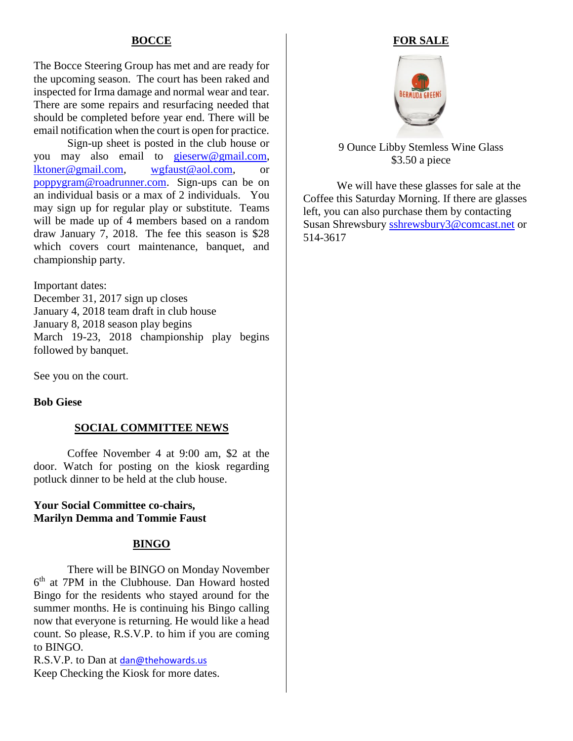## BOCCE

The Bocce Steering Group has met and are ready for the upcoming season. The court has been raked and inspected for Irma damage and normal wear and tear. There are some repairs and resurfacing needed that should be completed before year end. There will be email notification when the court is open for practice.

Sign-up sheet is posted in the club house or you may also email to gieserw@gmail.com, lktoner@gmail.com, wgfaust@aol.com, or poppygram@roadrunner.com. Sign-ups can be on an individual basis or a max of 2 individuals. You may sign up for regular play or substitute. Teams will be made up of 4 members based on a random draw January 7, 2018. The fee this season is $28 which covers court maintenance, banquet, and championship party.

Important dates:
December 31, 2017 sign up closes
January 4, 2018 team draft in club house
January 8, 2018 season play begins
March 19-23, 2018 championship play begins followed by banquet.

See you on the court.

**Bob Giese**

## SOCIAL COMMITTEE NEWS

Coffee November 4 at 9:00 am, $2 at the door. Watch for posting on the kiosk regarding potluck dinner to be held at the club house.

**Your Social Committee co-chairs,**
**Marilyn Demma and Tommie Faust**

## BINGO

There will be BINGO on Monday November 6th at 7PM in the Clubhouse. Dan Howard hosted Bingo for the residents who stayed around for the summer months. He is continuing his Bingo calling now that everyone is returning. He would like a head count. So please, R.S.V.P. to him if you are coming to BINGO.
R.S.V.P. to Dan at dan@thehowards.us
Keep Checking the Kiosk for more dates.

## FOR SALE

9 Ounce Libby Stemless Wine Glass
$3.50 a piece

We will have these glasses for sale at the Coffee this Saturday Morning. If there are glasses left, you can also purchase them by contacting Susan Shrewsbury sshrewsbury3@comcast.net or 514-3617